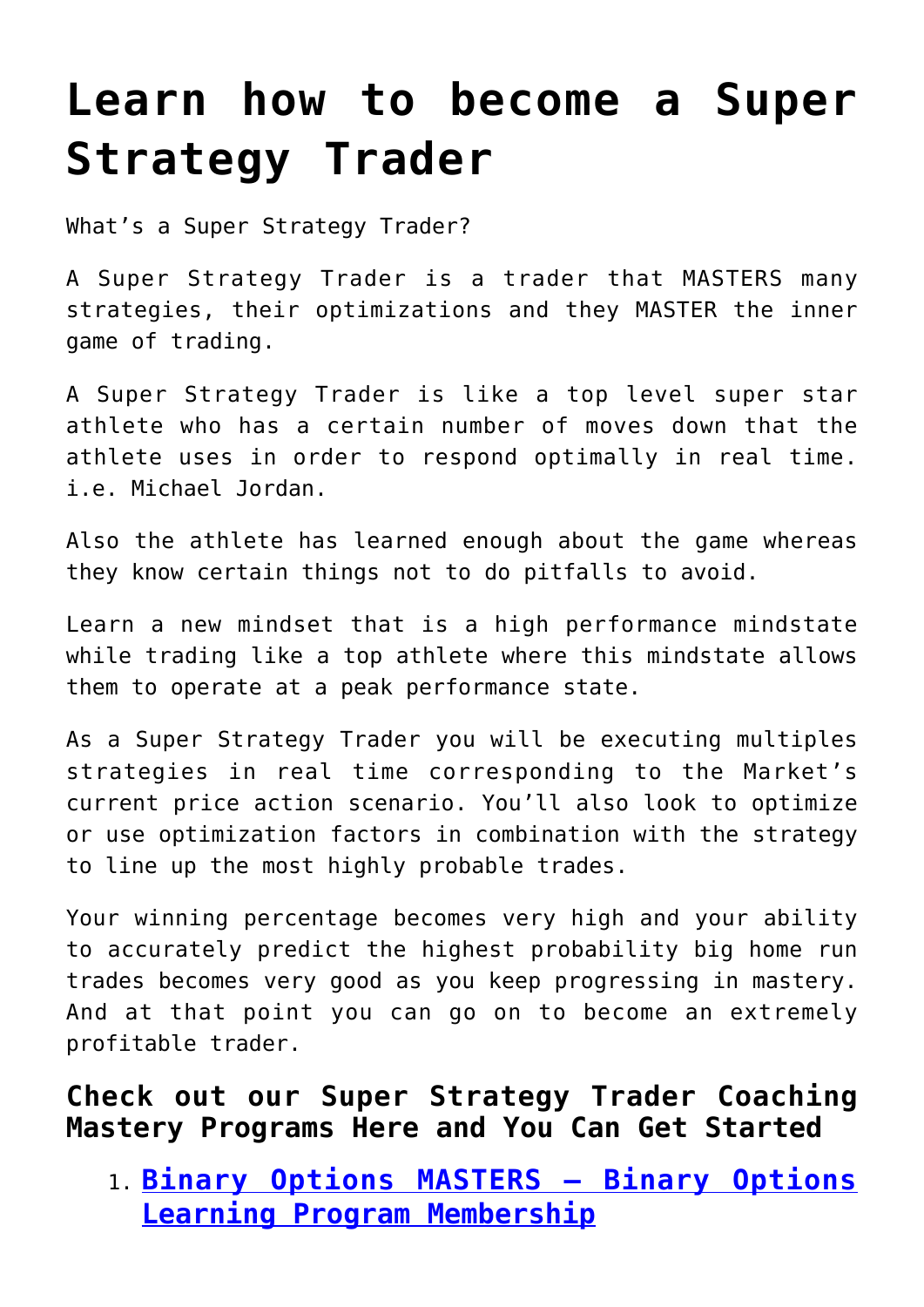# Learn how to become a Super Strategy Trader

What's a Super Strategy Trader?

A Super Strategy Trader is a trader that MASTERS many strategies, their optimizations and they MASTER the inner game of trading.

A Super Strategy Trader is like a top level super star athlete who has a certain number of moves down that the athlete uses in order to respond optimally in real time. i.e. Michael Jordan.

Also the athlete has learned enough about the game whereas they know certain things not to do pitfalls to avoid.

Learn a new mindset that is a high performance mindstate while trading like a top athlete where this mindstate allows them to operate at a peak performance state.

As a Super Strategy Trader you will be executing multiples strategies in real time corresponding to the Market's current price action scenario. You'll also look to optimize or use optimization factors in combination with the strategy to line up the most highly probable trades.

Your winning percentage becomes very high and your ability to accurately predict the highest probability big home run trades becomes very good as you keep progressing in mastery. And at that point you can go on to become an extremely profitable trader.

## Check out our Super Strategy Trader Coaching Mastery Programs Here and You Can Get Started

1. **Binary Options MASTERS – Binary Options Learning Program Membership**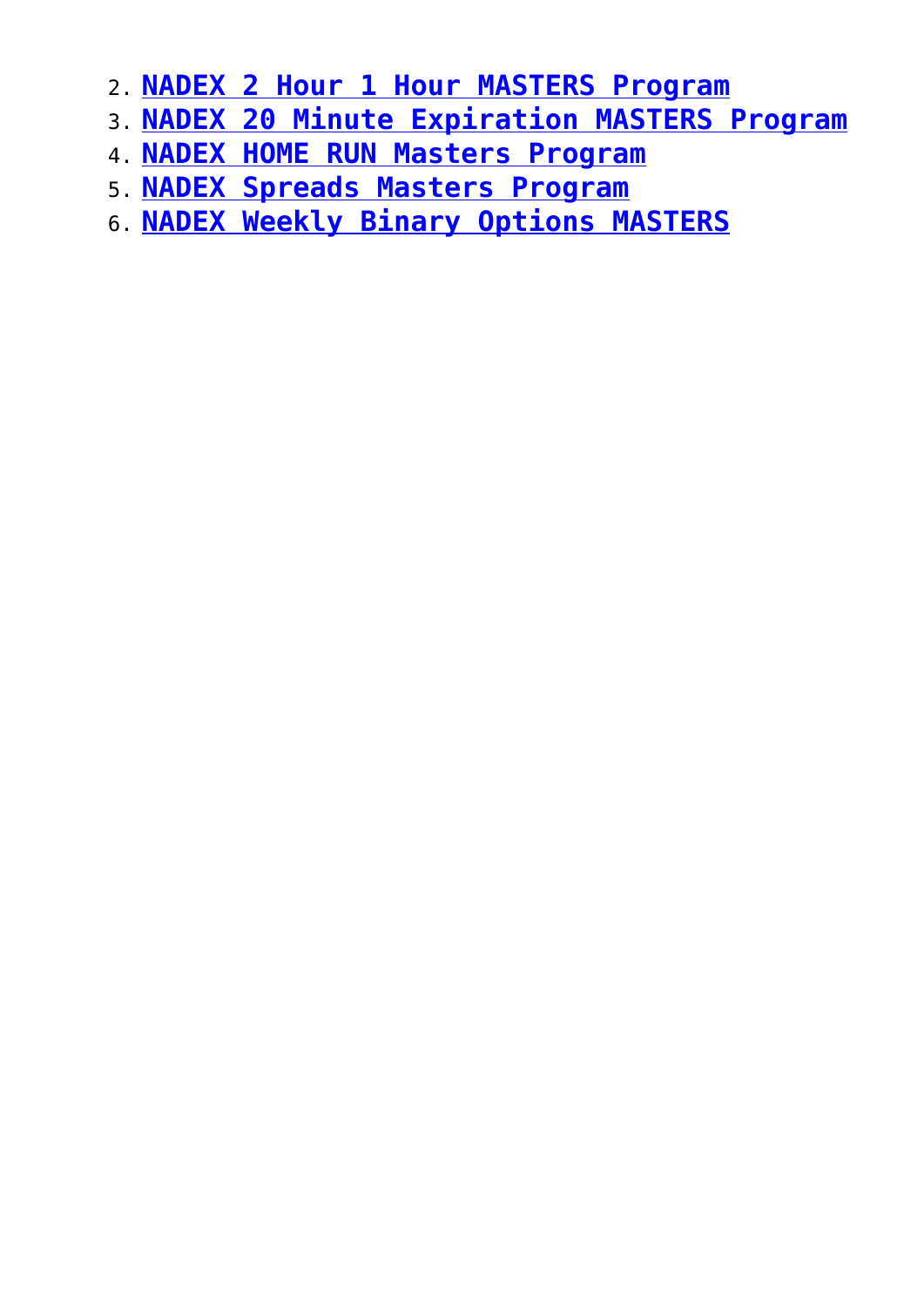2. **NADEX 2 Hour 1 Hour MASTERS Program**
3. **NADEX 20 Minute Expiration MASTERS Program**
4. **NADEX HOME RUN Masters Program**
5. **NADEX Spreads Masters Program**
6. **NADEX Weekly Binary Options MASTERS**